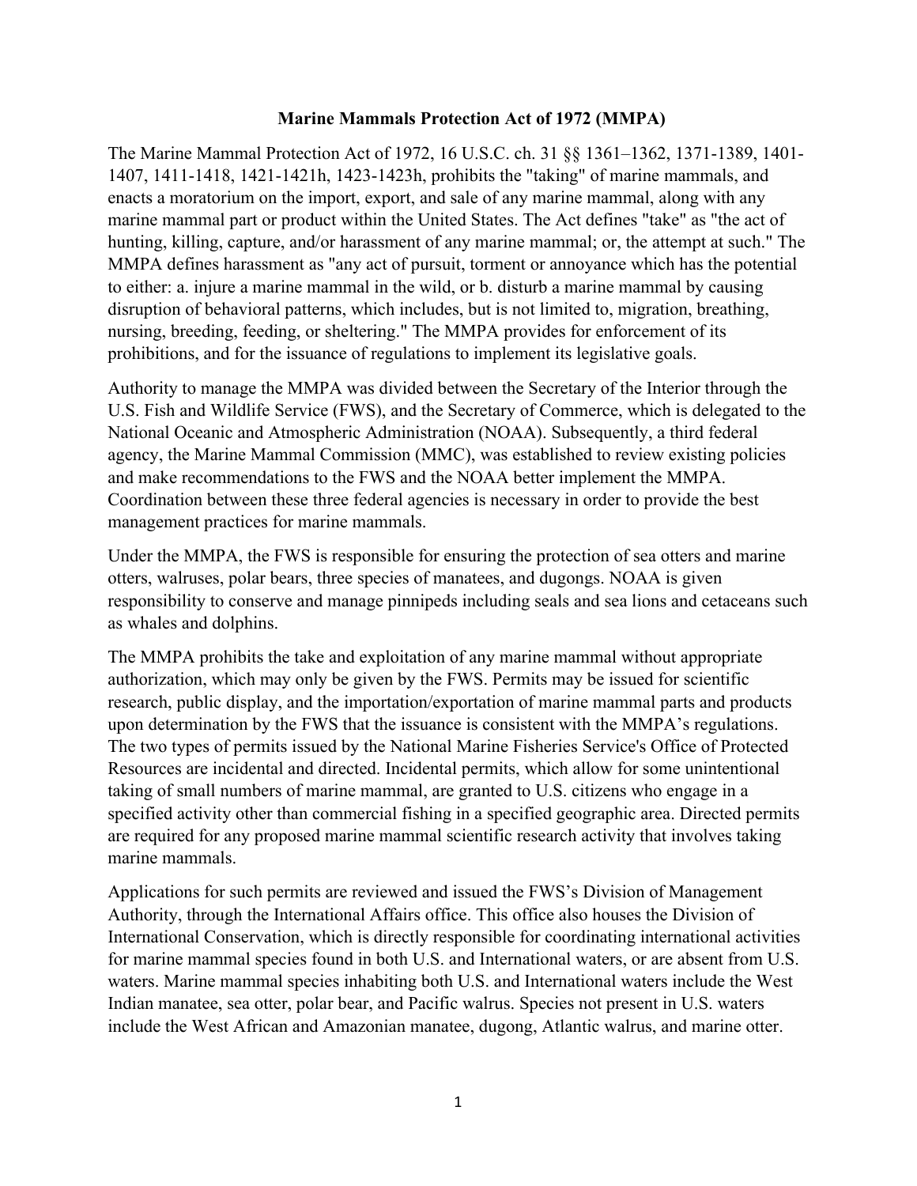# Marine Mammals Protection Act of 1972 (MMPA)

The Marine Mammal Protection Act of 1972, 16 U.S.C. ch. 31 §§ 1361–1362, 1371-1389, 1401-1407, 1411-1418, 1421-1421h, 1423-1423h, prohibits the "taking" of marine mammals, and enacts a moratorium on the import, export, and sale of any marine mammal, along with any marine mammal part or product within the United States. The Act defines "take" as "the act of hunting, killing, capture, and/or harassment of any marine mammal; or, the attempt at such." The MMPA defines harassment as "any act of pursuit, torment or annoyance which has the potential to either: a. injure a marine mammal in the wild, or b. disturb a marine mammal by causing disruption of behavioral patterns, which includes, but is not limited to, migration, breathing, nursing, breeding, feeding, or sheltering." The MMPA provides for enforcement of its prohibitions, and for the issuance of regulations to implement its legislative goals.

Authority to manage the MMPA was divided between the Secretary of the Interior through the U.S. Fish and Wildlife Service (FWS), and the Secretary of Commerce, which is delegated to the National Oceanic and Atmospheric Administration (NOAA). Subsequently, a third federal agency, the Marine Mammal Commission (MMC), was established to review existing policies and make recommendations to the FWS and the NOAA better implement the MMPA. Coordination between these three federal agencies is necessary in order to provide the best management practices for marine mammals.

Under the MMPA, the FWS is responsible for ensuring the protection of sea otters and marine otters, walruses, polar bears, three species of manatees, and dugongs. NOAA is given responsibility to conserve and manage pinnipeds including seals and sea lions and cetaceans such as whales and dolphins.

The MMPA prohibits the take and exploitation of any marine mammal without appropriate authorization, which may only be given by the FWS. Permits may be issued for scientific research, public display, and the importation/exportation of marine mammal parts and products upon determination by the FWS that the issuance is consistent with the MMPA's regulations. The two types of permits issued by the National Marine Fisheries Service's Office of Protected Resources are incidental and directed. Incidental permits, which allow for some unintentional taking of small numbers of marine mammal, are granted to U.S. citizens who engage in a specified activity other than commercial fishing in a specified geographic area. Directed permits are required for any proposed marine mammal scientific research activity that involves taking marine mammals.

Applications for such permits are reviewed and issued the FWS's Division of Management Authority, through the International Affairs office. This office also houses the Division of International Conservation, which is directly responsible for coordinating international activities for marine mammal species found in both U.S. and International waters, or are absent from U.S. waters. Marine mammal species inhabiting both U.S. and International waters include the West Indian manatee, sea otter, polar bear, and Pacific walrus. Species not present in U.S. waters include the West African and Amazonian manatee, dugong, Atlantic walrus, and marine otter.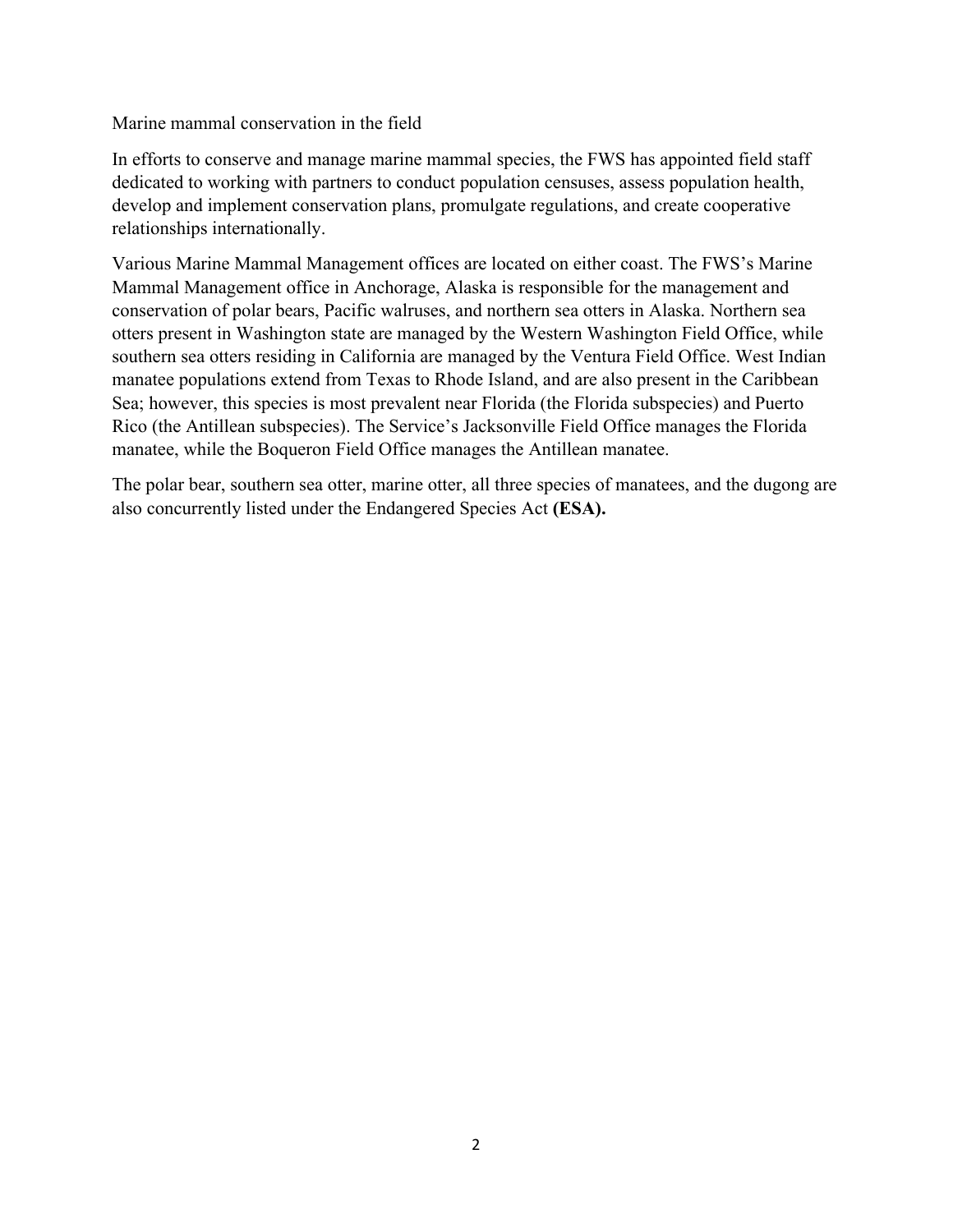Marine mammal conservation in the field

In efforts to conserve and manage marine mammal species, the FWS has appointed field staff dedicated to working with partners to conduct population censuses, assess population health, develop and implement conservation plans, promulgate regulations, and create cooperative relationships internationally.

Various Marine Mammal Management offices are located on either coast. The FWS's Marine Mammal Management office in Anchorage, Alaska is responsible for the management and conservation of polar bears, Pacific walruses, and northern sea otters in Alaska. Northern sea otters present in Washington state are managed by the Western Washington Field Office, while southern sea otters residing in California are managed by the Ventura Field Office. West Indian manatee populations extend from Texas to Rhode Island, and are also present in the Caribbean Sea; however, this species is most prevalent near Florida (the Florida subspecies) and Puerto Rico (the Antillean subspecies). The Service's Jacksonville Field Office manages the Florida manatee, while the Boqueron Field Office manages the Antillean manatee.

The polar bear, southern sea otter, marine otter, all three species of manatees, and the dugong are also concurrently listed under the Endangered Species Act **(ESA).**